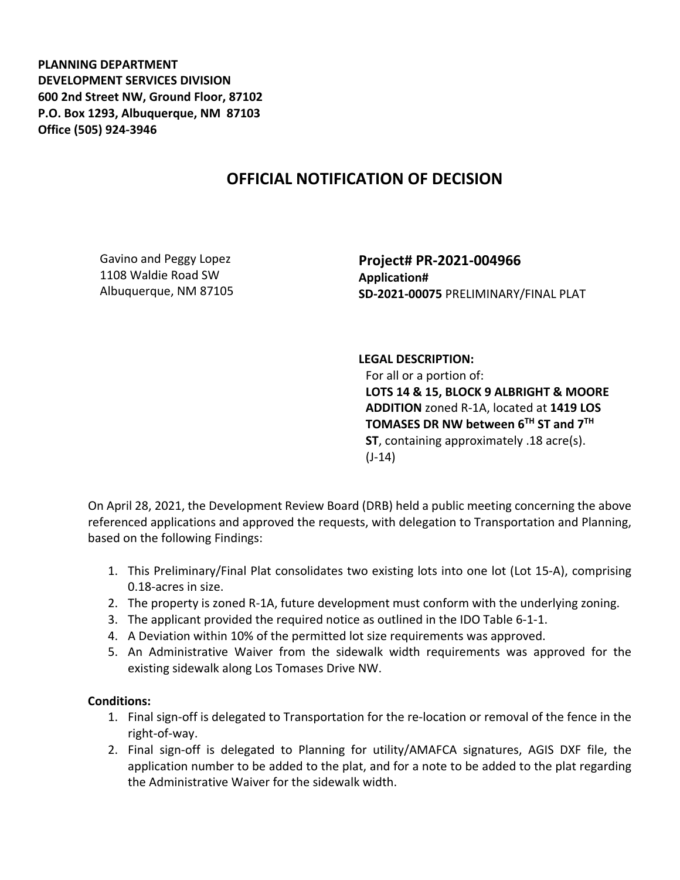**PLANNING DEPARTMENT**
**DEVELOPMENT SERVICES DIVISION**
**600 2nd Street NW, Ground Floor, 87102**
**P.O. Box 1293, Albuquerque, NM 87103**
**Office (505) 924-3946**

# OFFICIAL NOTIFICATION OF DECISION

Gavino and Peggy Lopez
1108 Waldie Road SW
Albuquerque, NM 87105

**Project# PR-2021-004966**
**Application#**
**SD-2021-00075** PRELIMINARY/FINAL PLAT

**LEGAL DESCRIPTION:**
For all or a portion of:
**LOTS 14 & 15, BLOCK 9 ALBRIGHT & MOORE ADDITION** zoned R-1A, located at **1419 LOS TOMASES DR NW between 6TH ST and 7TH ST**, containing approximately .18 acre(s). (J-14)

On April 28, 2021, the Development Review Board (DRB) held a public meeting concerning the above referenced applications and approved the requests, with delegation to Transportation and Planning, based on the following Findings:

1. This Preliminary/Final Plat consolidates two existing lots into one lot (Lot 15-A), comprising 0.18-acres in size.
2. The property is zoned R-1A, future development must conform with the underlying zoning.
3. The applicant provided the required notice as outlined in the IDO Table 6-1-1.
4. A Deviation within 10% of the permitted lot size requirements was approved.
5. An Administrative Waiver from the sidewalk width requirements was approved for the existing sidewalk along Los Tomases Drive NW.

**Conditions:**

1. Final sign-off is delegated to Transportation for the re-location or removal of the fence in the right-of-way.
2. Final sign-off is delegated to Planning for utility/AMAFCA signatures, AGIS DXF file, the application number to be added to the plat, and for a note to be added to the plat regarding the Administrative Waiver for the sidewalk width.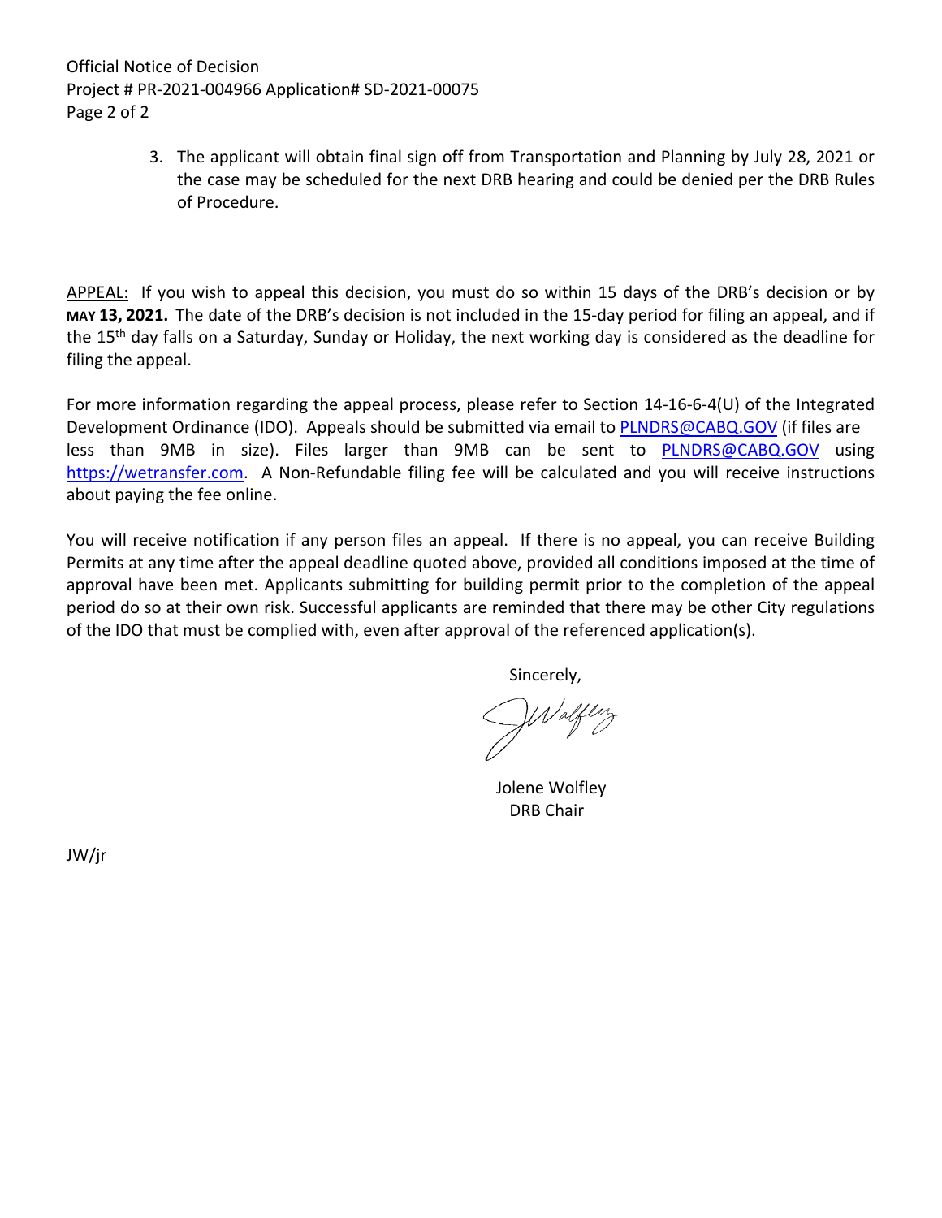3. The applicant will obtain final sign off from Transportation and Planning by July 28, 2021 or the case may be scheduled for the next DRB hearing and could be denied per the DRB Rules of Procedure.

APPEAL: If you wish to appeal this decision, you must do so within 15 days of the DRB's decision or by **MAY 13, 2021.** The date of the DRB's decision is not included in the 15-day period for filing an appeal, and if the 15th day falls on a Saturday, Sunday or Holiday, the next working day is considered as the deadline for filing the appeal.

For more information regarding the appeal process, please refer to Section 14-16-6-4(U) of the Integrated Development Ordinance (IDO). Appeals should be submitted via email to PLNDRS@CABQ.GOV (if files are less than 9MB in size). Files larger than 9MB can be sent to PLNDRS@CABQ.GOV using https://wetransfer.com. A Non-Refundable filing fee will be calculated and you will receive instructions about paying the fee online.

You will receive notification if any person files an appeal. If there is no appeal, you can receive Building Permits at any time after the appeal deadline quoted above, provided all conditions imposed at the time of approval have been met. Applicants submitting for building permit prior to the completion of the appeal period do so at their own risk. Successful applicants are reminded that there may be other City regulations of the IDO that must be complied with, even after approval of the referenced application(s).

Sincerely,

JWolfley

Jolene Wolfley
DRB Chair

JW/jr